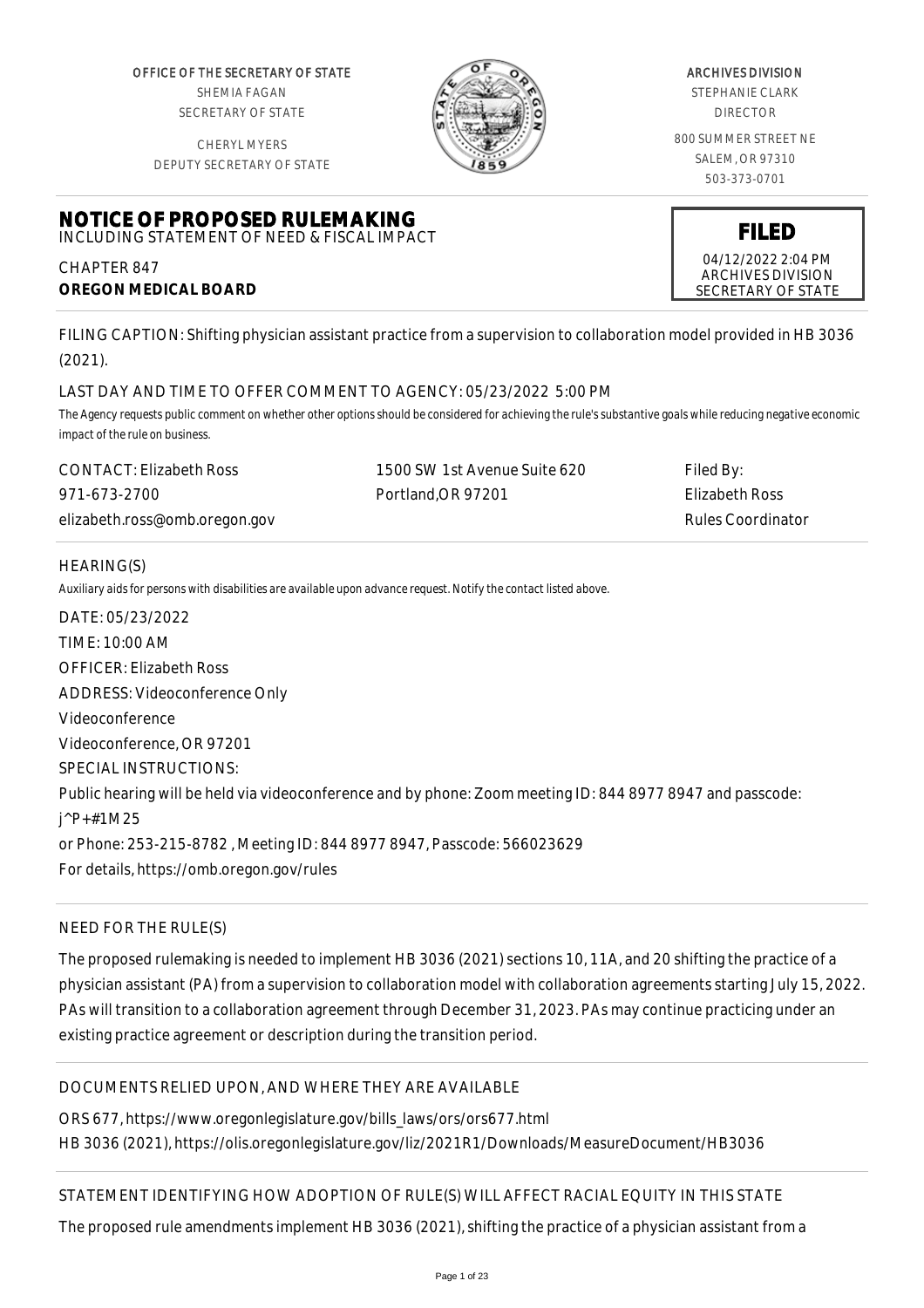OFFICE OF THE SECRETARY OF STATE
SHEMIA FAGAN
SECRETARY OF STATE

CHERYL MYERS
DEPUTY SECRETARY OF STATE

ARCHIVES DIVISION
STEPHANIE CLARK
DIRECTOR

800 SUMMER STREET NE
SALEM, OR 97310
503-373-0701

# NOTICE OF PROPOSED RULEMAKING

INCLUDING STATEMENT OF NEED & FISCAL IMPACT

CHAPTER 847
**OREGON MEDICAL BOARD**

**FILED**
04/12/2022 2:04 PM
ARCHIVES DIVISION
SECRETARY OF STATE

FILING CAPTION: Shifting physician assistant practice from a supervision to collaboration model provided in HB 3036 (2021).

LAST DAY AND TIME TO OFFER COMMENT TO AGENCY: 05/23/2022 5:00 PM

*The Agency requests public comment on whether other options should be considered for achieving the rule's substantive goals while reducing negative economic impact of the rule on business.*

CONTACT: Elizabeth Ross
971-673-2700
elizabeth.ross@omb.oregon.gov

1500 SW 1st Avenue Suite 620
Portland,OR 97201

Filed By:
Elizabeth Ross
Rules Coordinator

HEARING(S)

*Auxiliary aids for persons with disabilities are available upon advance request. Notify the contact listed above.*

DATE: 05/23/2022
TIME: 10:00 AM
OFFICER: Elizabeth Ross
ADDRESS: Videoconference Only
Videoconference
Videoconference, OR 97201
SPECIAL INSTRUCTIONS:
Public hearing will be held via videoconference and by phone: Zoom meeting ID: 844 8977 8947 and passcode: j^P+#1M25
or Phone: 253-215-8782 , Meeting ID: 844 8977 8947, Passcode: 566023629
For details, https://omb.oregon.gov/rules

NEED FOR THE RULE(S)

The proposed rulemaking is needed to implement HB 3036 (2021) sections 10, 11A, and 20 shifting the practice of a physician assistant (PA) from a supervision to collaboration model with collaboration agreements starting July 15, 2022. PAs will transition to a collaboration agreement through December 31, 2023. PAs may continue practicing under an existing practice agreement or description during the transition period.

DOCUMENTS RELIED UPON, AND WHERE THEY ARE AVAILABLE

ORS 677, https://www.oregonlegislature.gov/bills_laws/ors/ors677.html
HB 3036 (2021), https://olis.oregonlegislature.gov/liz/2021R1/Downloads/MeasureDocument/HB3036

STATEMENT IDENTIFYING HOW ADOPTION OF RULE(S) WILL AFFECT RACIAL EQUITY IN THIS STATE

The proposed rule amendments implement HB 3036 (2021), shifting the practice of a physician assistant from a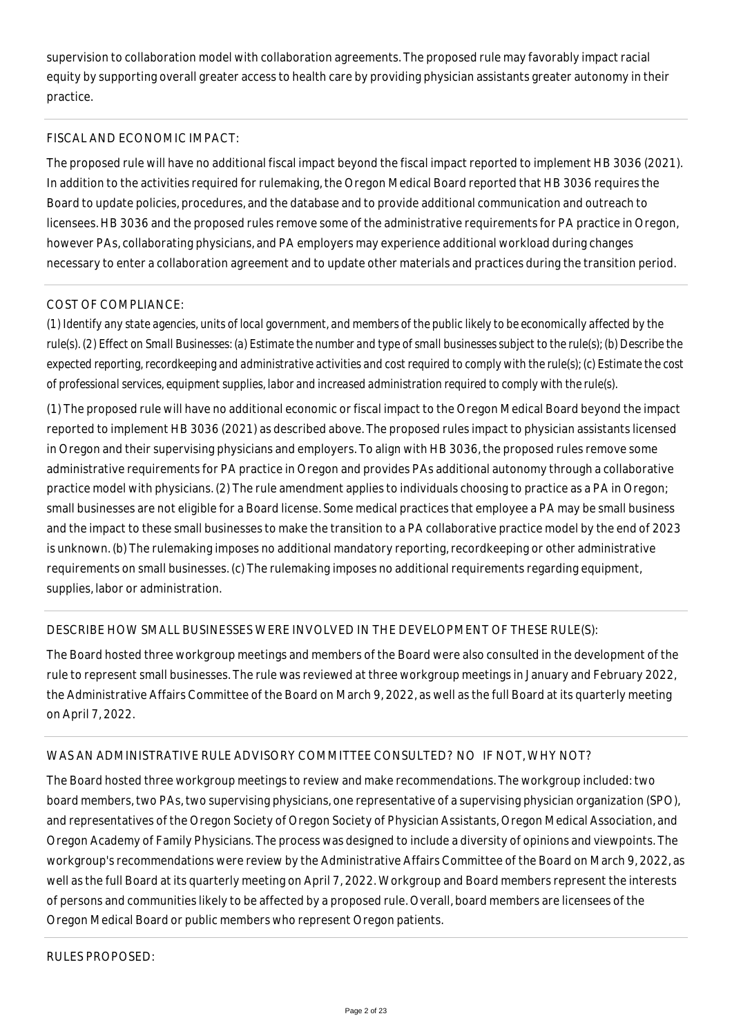supervision to collaboration model with collaboration agreements. The proposed rule may favorably impact racial equity by supporting overall greater access to health care by providing physician assistants greater autonomy in their practice.

FISCAL AND ECONOMIC IMPACT:

The proposed rule will have no additional fiscal impact beyond the fiscal impact reported to implement HB 3036 (2021). In addition to the activities required for rulemaking, the Oregon Medical Board reported that HB 3036 requires the Board to update policies, procedures, and the database and to provide additional communication and outreach to licensees. HB 3036 and the proposed rules remove some of the administrative requirements for PA practice in Oregon, however PAs, collaborating physicians, and PA employers may experience additional workload during changes necessary to enter a collaboration agreement and to update other materials and practices during the transition period.

COST OF COMPLIANCE:

*(1) Identify any state agencies, units of local government, and members of the public likely to be economically affected by the rule(s). (2) Effect on Small Businesses: (a) Estimate the number and type of small businesses subject to the rule(s); (b) Describe the expected reporting, recordkeeping and administrative activities and cost required to comply with the rule(s); (c) Estimate the cost of professional services, equipment supplies, labor and increased administration required to comply with the rule(s).*

(1) The proposed rule will have no additional economic or fiscal impact to the Oregon Medical Board beyond the impact reported to implement HB 3036 (2021) as described above. The proposed rules impact to physician assistants licensed in Oregon and their supervising physicians and employers. To align with HB 3036, the proposed rules remove some administrative requirements for PA practice in Oregon and provides PAs additional autonomy through a collaborative practice model with physicians. (2) The rule amendment applies to individuals choosing to practice as a PA in Oregon; small businesses are not eligible for a Board license. Some medical practices that employee a PA may be small business and the impact to these small businesses to make the transition to a PA collaborative practice model by the end of 2023 is unknown. (b) The rulemaking imposes no additional mandatory reporting, recordkeeping or other administrative requirements on small businesses. (c) The rulemaking imposes no additional requirements regarding equipment, supplies, labor or administration.

DESCRIBE HOW SMALL BUSINESSES WERE INVOLVED IN THE DEVELOPMENT OF THESE RULE(S):

The Board hosted three workgroup meetings and members of the Board were also consulted in the development of the rule to represent small businesses. The rule was reviewed at three workgroup meetings in January and February 2022, the Administrative Affairs Committee of the Board on March 9, 2022, as well as the full Board at its quarterly meeting on April 7, 2022.

WAS AN ADMINISTRATIVE RULE ADVISORY COMMITTEE CONSULTED? NO IF NOT, WHY NOT?

The Board hosted three workgroup meetings to review and make recommendations. The workgroup included: two board members, two PAs, two supervising physicians, one representative of a supervising physician organization (SPO), and representatives of the Oregon Society of Oregon Society of Physician Assistants, Oregon Medical Association, and Oregon Academy of Family Physicians. The process was designed to include a diversity of opinions and viewpoints. The workgroup's recommendations were review by the Administrative Affairs Committee of the Board on March 9, 2022, as well as the full Board at its quarterly meeting on April 7, 2022. Workgroup and Board members represent the interests of persons and communities likely to be affected by a proposed rule. Overall, board members are licensees of the Oregon Medical Board or public members who represent Oregon patients.

RULES PROPOSED: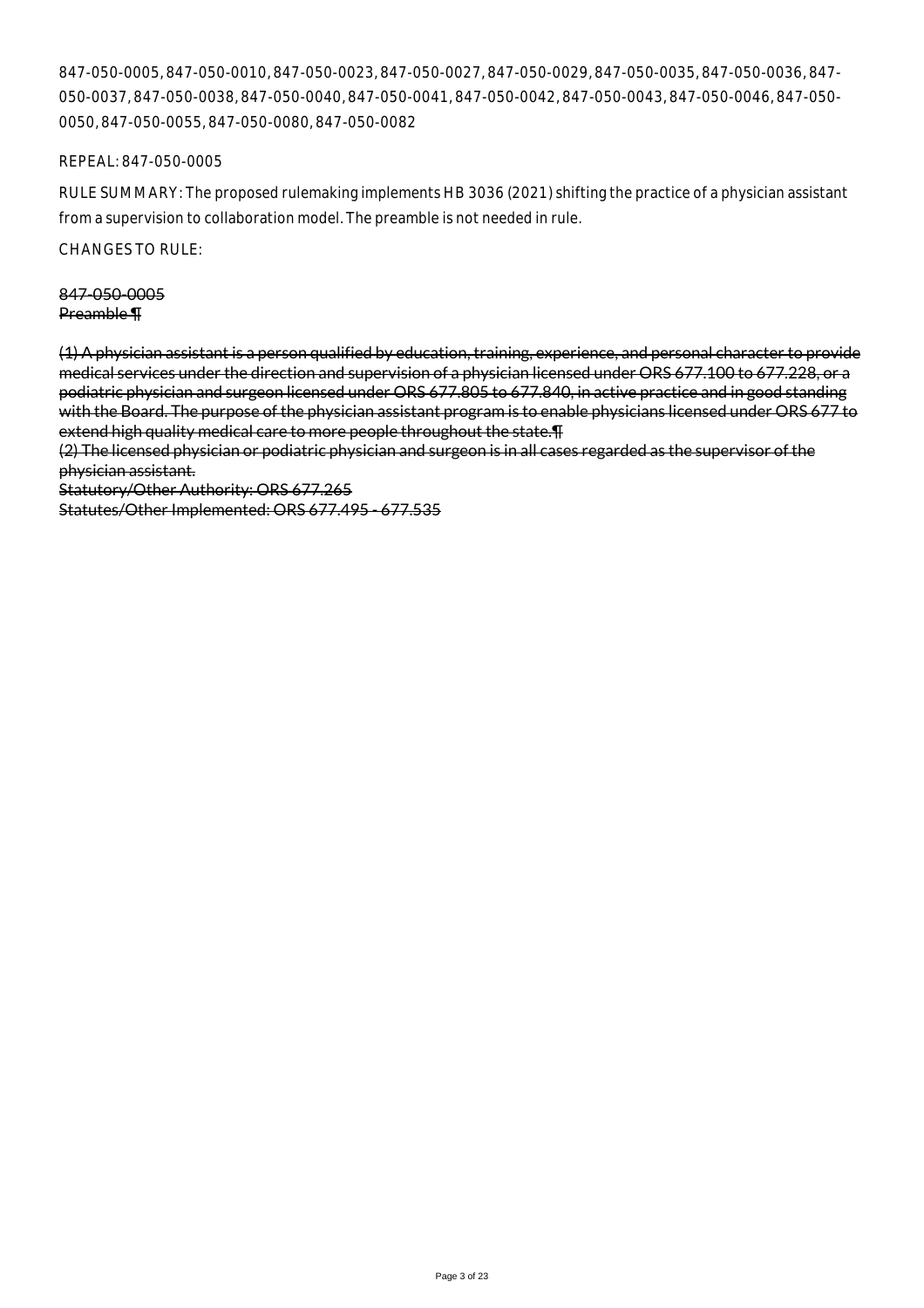847-050-0005, 847-050-0010, 847-050-0023, 847-050-0027, 847-050-0029, 847-050-0035, 847-050-0036, 847-050-0037, 847-050-0038, 847-050-0040, 847-050-0041, 847-050-0042, 847-050-0043, 847-050-0046, 847-050-0050, 847-050-0055, 847-050-0080, 847-050-0082

REPEAL: 847-050-0005

RULE SUMMARY: The proposed rulemaking implements HB 3036 (2021) shifting the practice of a physician assistant from a supervision to collaboration model. The preamble is not needed in rule.

CHANGES TO RULE:

~~847-050-0005~~
~~Preamble ¶~~

~~(1) A physician assistant is a person qualified by education, training, experience, and personal character to provide medical services under the direction and supervision of a physician licensed under ORS 677.100 to 677.228, or a podiatric physician and surgeon licensed under ORS 677.805 to 677.840, in active practice and in good standing with the Board. The purpose of the physician assistant program is to enable physicians licensed under ORS 677 to extend high quality medical care to more people throughout the state.¶~~
~~(2) The licensed physician or podiatric physician and surgeon is in all cases regarded as the supervisor of the physician assistant.~~
~~Statutory/Other Authority: ORS 677.265~~
~~Statutes/Other Implemented: ORS 677.495 - 677.535~~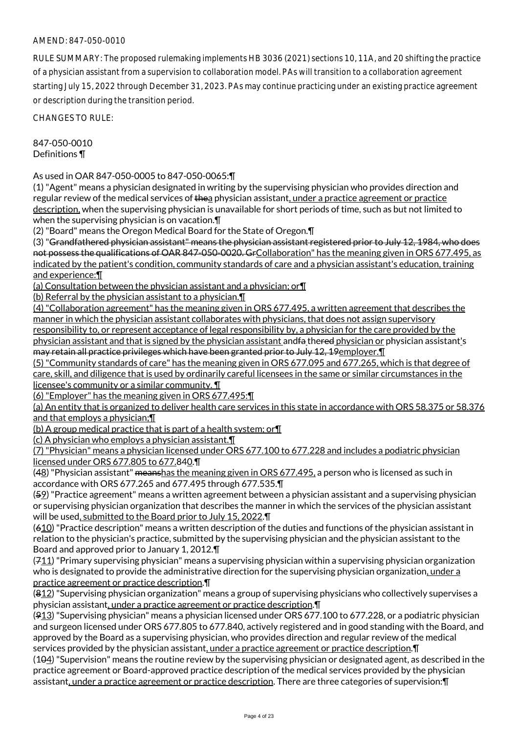AMEND: 847-050-0010

RULE SUMMARY: The proposed rulemaking implements HB 3036 (2021) sections 10, 11A, and 20 shifting the practice of a physician assistant from a supervision to collaboration model. PAs will transition to a collaboration agreement starting July 15, 2022 through December 31, 2023. PAs may continue practicing under an existing practice agreement or description during the transition period.

CHANGES TO RULE:

847-050-0010
Definitions ¶

As used in OAR 847-050-0005 to 847-050-0065:¶
(1) "Agent" means a physician designated in writing by the supervising physician who provides direction and regular review of the medical services of ~~the~~a physician assistant, under a practice agreement or practice description, when the supervising physician is unavailable for short periods of time, such as but not limited to when the supervising physician is on vacation.¶
(2) "Board" means the Oregon Medical Board for the State of Oregon.¶
(3) "~~Grandfathered physician assistant" means the physician assistant registered prior to July 12, 1984, who does not possess the qualifications of OAR 847-050-0020. Gr~~Collaboration" has the meaning given in ORS 677.495, as indicated by the patient's condition, community standards of care and a physician assistant's education, training and experience:¶
(a) Consultation between the physician assistant and a physician; or¶
(b) Referral by the physician assistant to a physician.¶
(4) "Collaboration agreement" has the meaning given in ORS 677.495, a written agreement that describes the manner in which the physician assistant collaborates with physicians, that does not assign supervisory responsibility to, or represent acceptance of legal responsibility by, a physician for the care provided by the physician assistant and that is signed by the physician assistant and~~fa~~ the~~red~~ physician or physician assistant's ~~may retain all practice privileges which have been granted prior to July 12, 19~~employer.¶
(5) "Community standards of care" has the meaning given in ORS 677.095 and 677.265, which is that degree of care, skill, and diligence that is used by ordinarily careful licensees in the same or similar circumstances in the licensee's community or a similar community. ¶
(6) "Employer" has the meaning given in ORS 677.495:¶
(a) An entity that is organized to deliver health care services in this state in accordance with ORS 58.375 or 58.376 and that employs a physician;¶
(b) A group medical practice that is part of a health system; or¶
(c) A physician who employs a physician assistant.¶
(7) "Physician" means a physician licensed under ORS 677.100 to 677.228 and includes a podiatric physician licensed under ORS 677.805 to 677.840.¶
(~~4~~8) "Physician assistant" ~~means~~has the meaning given in ORS 677.495, a person who is licensed as such in accordance with ORS 677.265 and 677.495 through 677.535.¶
(~~5~~9) "Practice agreement" means a written agreement between a physician assistant and a supervising physician or supervising physician organization that describes the manner in which the services of the physician assistant will be used, submitted to the Board prior to July 15, 2022.¶
(~~6~~10) "Practice description" means a written description of the duties and functions of the physician assistant in relation to the physician's practice, submitted by the supervising physician and the physician assistant to the Board and approved prior to January 1, 2012.¶
(~~7~~11) "Primary supervising physician" means a supervising physician within a supervising physician organization who is designated to provide the administrative direction for the supervising physician organization, under a practice agreement or practice description.¶
(~~8~~12) "Supervising physician organization" means a group of supervising physicians who collectively supervises a physician assistant, under a practice agreement or practice description.¶
(~~9~~13) "Supervising physician" means a physician licensed under ORS 677.100 to 677.228, or a podiatric physician and surgeon licensed under ORS 677.805 to 677.840, actively registered and in good standing with the Board, and approved by the Board as a supervising physician, who provides direction and regular review of the medical services provided by the physician assistant, under a practice agreement or practice description.¶
(1~~0~~4) "Supervision" means the routine review by the supervising physician or designated agent, as described in the practice agreement or Board-approved practice description of the medical services provided by the physician assistant, under a practice agreement or practice description. There are three categories of supervision:¶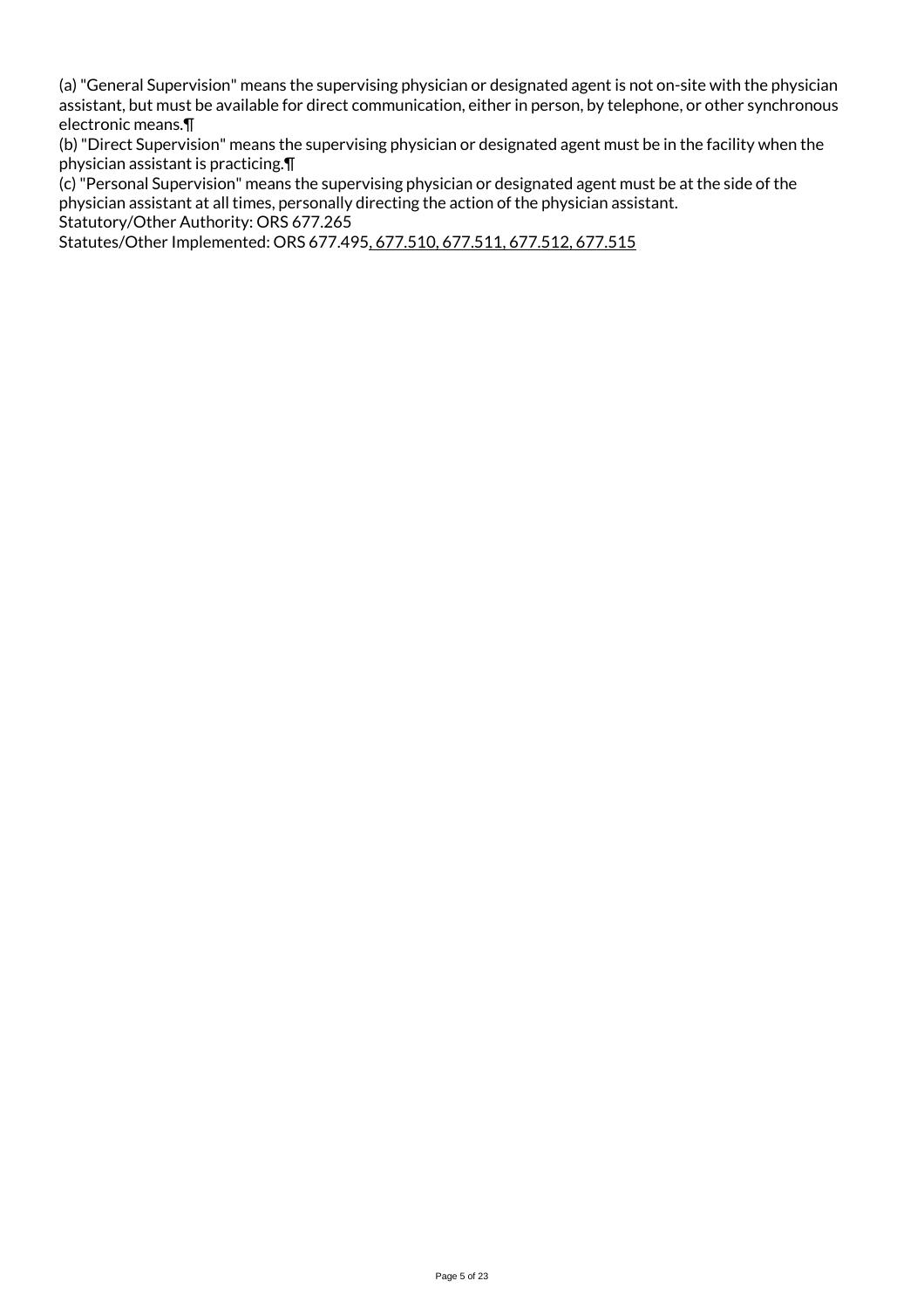(a) "General Supervision" means the supervising physician or designated agent is not on-site with the physician assistant, but must be available for direct communication, either in person, by telephone, or other synchronous electronic means.¶

(b) "Direct Supervision" means the supervising physician or designated agent must be in the facility when the physician assistant is practicing.¶

(c) "Personal Supervision" means the supervising physician or designated agent must be at the side of the physician assistant at all times, personally directing the action of the physician assistant.

Statutory/Other Authority: ORS 677.265

Statutes/Other Implemented: ORS 677.495, 677.510, 677.511, 677.512, 677.515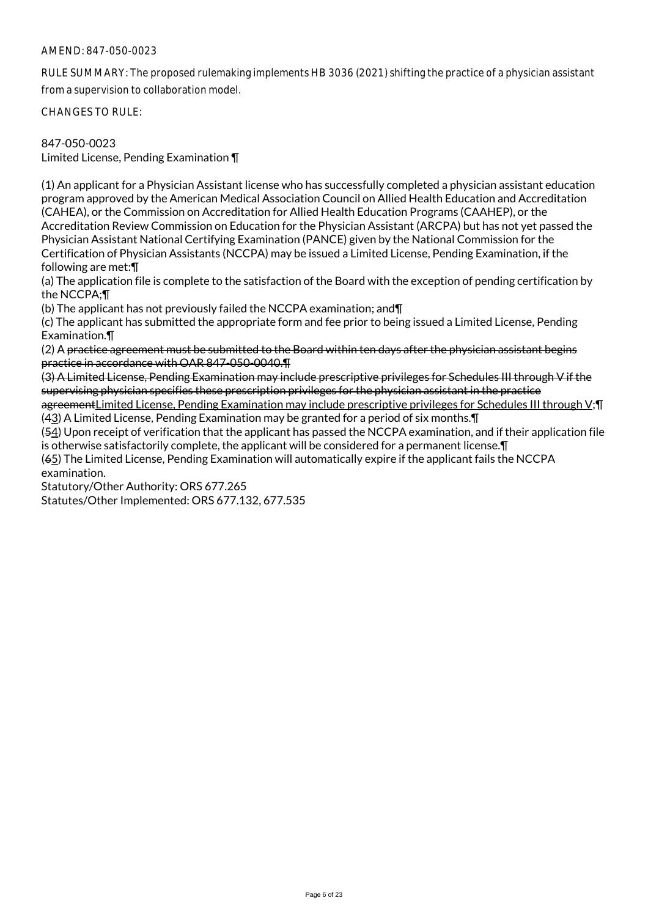AMEND: 847-050-0023

RULE SUMMARY: The proposed rulemaking implements HB 3036 (2021) shifting the practice of a physician assistant from a supervision to collaboration model.

CHANGES TO RULE:

847-050-0023
Limited License, Pending Examination ¶

(1) An applicant for a Physician Assistant license who has successfully completed a physician assistant education program approved by the American Medical Association Council on Allied Health Education and Accreditation (CAHEA), or the Commission on Accreditation for Allied Health Education Programs (CAAHEP), or the Accreditation Review Commission on Education for the Physician Assistant (ARCPA) but has not yet passed the Physician Assistant National Certifying Examination (PANCE) given by the National Commission for the Certification of Physician Assistants (NCCPA) may be issued a Limited License, Pending Examination, if the following are met:¶
(a) The application file is complete to the satisfaction of the Board with the exception of pending certification by the NCCPA;¶
(b) The applicant has not previously failed the NCCPA examination; and¶
(c) The applicant has submitted the appropriate form and fee prior to being issued a Limited License, Pending Examination.¶
(2) A ~~practice agreement must be submitted to the Board within ten days after the physician assistant begins practice in accordance with OAR 847-050-0040.¶~~
~~(3) A Limited License, Pending Examination may include prescriptive privileges for Schedules III through V if the supervising physician specifies these prescription privileges for the physician assistant in the practice agreement~~<u>Limited License, Pending Examination may include prescriptive privileges for Schedules III through V</u>;¶
(~~4~~<u>3</u>) A Limited License, Pending Examination may be granted for a period of six months.¶
(~~5~~<u>4</u>) Upon receipt of verification that the applicant has passed the NCCPA examination, and if their application file is otherwise satisfactorily complete, the applicant will be considered for a permanent license.¶
(~~6~~<u>5</u>) The Limited License, Pending Examination will automatically expire if the applicant fails the NCCPA examination.
Statutory/Other Authority: ORS 677.265
Statutes/Other Implemented: ORS 677.132, 677.535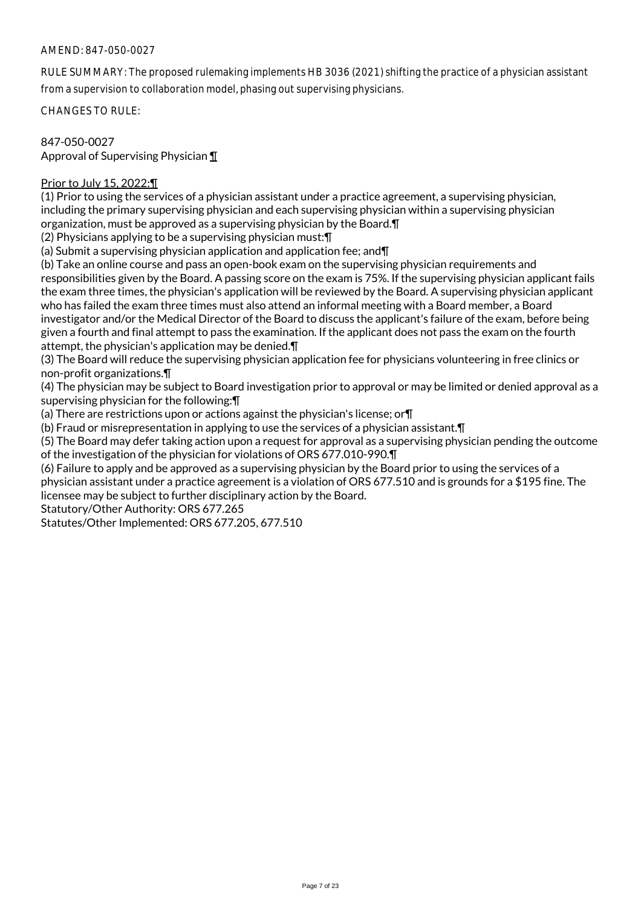AMEND: 847-050-0027

RULE SUMMARY: The proposed rulemaking implements HB 3036 (2021) shifting the practice of a physician assistant from a supervision to collaboration model, phasing out supervising physicians.

CHANGES TO RULE:

847-050-0027
Approval of Supervising Physician ¶

Prior to July 15, 2022:¶
(1) Prior to using the services of a physician assistant under a practice agreement, a supervising physician, including the primary supervising physician and each supervising physician within a supervising physician organization, must be approved as a supervising physician by the Board.¶
(2) Physicians applying to be a supervising physician must:¶
(a) Submit a supervising physician application and application fee; and¶
(b) Take an online course and pass an open-book exam on the supervising physician requirements and responsibilities given by the Board. A passing score on the exam is 75%. If the supervising physician applicant fails the exam three times, the physician's application will be reviewed by the Board. A supervising physician applicant who has failed the exam three times must also attend an informal meeting with a Board member, a Board investigator and/or the Medical Director of the Board to discuss the applicant's failure of the exam, before being given a fourth and final attempt to pass the examination. If the applicant does not pass the exam on the fourth attempt, the physician's application may be denied.¶
(3) The Board will reduce the supervising physician application fee for physicians volunteering in free clinics or non-profit organizations.¶
(4) The physician may be subject to Board investigation prior to approval or may be limited or denied approval as a supervising physician for the following:¶
(a) There are restrictions upon or actions against the physician's license; or¶
(b) Fraud or misrepresentation in applying to use the services of a physician assistant.¶
(5) The Board may defer taking action upon a request for approval as a supervising physician pending the outcome of the investigation of the physician for violations of ORS 677.010-990.¶
(6) Failure to apply and be approved as a supervising physician by the Board prior to using the services of a physician assistant under a practice agreement is a violation of ORS 677.510 and is grounds for a $195 fine. The licensee may be subject to further disciplinary action by the Board.
Statutory/Other Authority: ORS 677.265
Statutes/Other Implemented: ORS 677.205, 677.510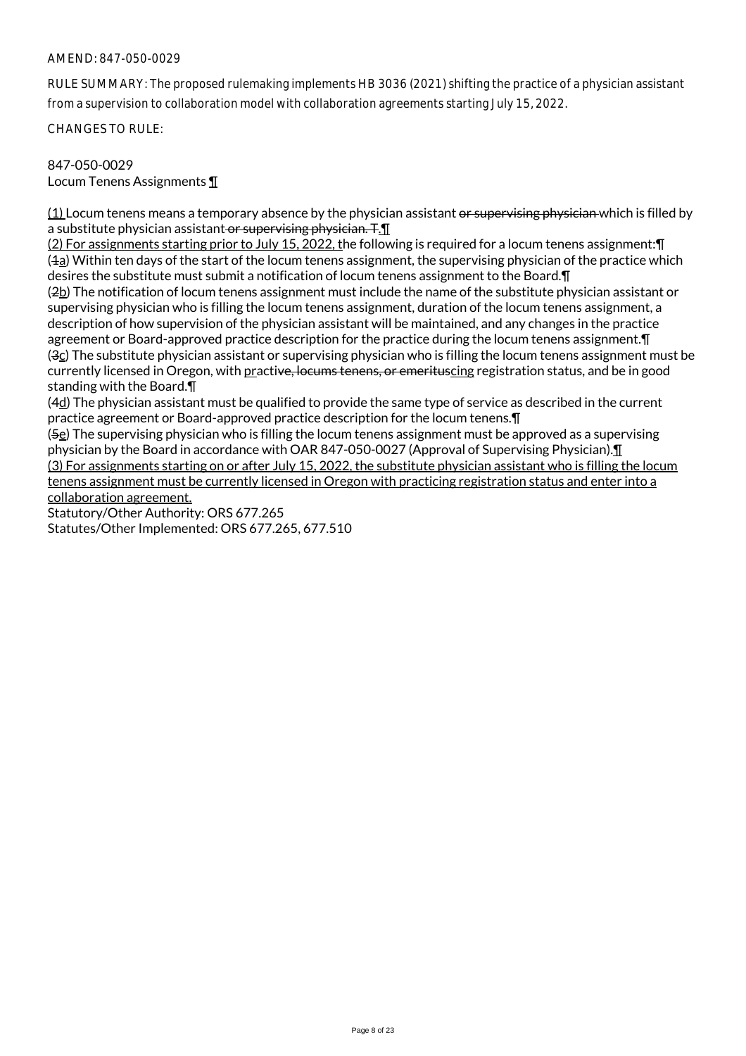AMEND: 847-050-0029

RULE SUMMARY: The proposed rulemaking implements HB 3036 (2021) shifting the practice of a physician assistant from a supervision to collaboration model with collaboration agreements starting July 15, 2022.

CHANGES TO RULE:

847-050-0029
Locum Tenens Assignments ¶

(1) Locum tenens means a temporary absence by the physician assistant ~~or supervising physician~~ which is filled by a substitute physician assistant ~~or supervising physician. T~~.¶
(2) For assignments starting prior to July 15, 2022, the following is required for a locum tenens assignment:¶
(~~1~~a) Within ten days of the start of the locum tenens assignment, the supervising physician of the practice which desires the substitute must submit a notification of locum tenens assignment to the Board.¶
(~~2~~b) The notification of locum tenens assignment must include the name of the substitute physician assistant or supervising physician who is filling the locum tenens assignment, duration of the locum tenens assignment, a description of how supervision of the physician assistant will be maintained, and any changes in the practice agreement or Board-approved practice description for the practice during the locum tenens assignment.¶
(~~3~~c) The substitute physician assistant or supervising physician who is filling the locum tenens assignment must be currently licensed in Oregon, with practi~~ve, locums tenens, or emeritus~~cing registration status, and be in good standing with the Board.¶
(~~4~~d) The physician assistant must be qualified to provide the same type of service as described in the current practice agreement or Board-approved practice description for the locum tenens.¶
(~~5~~e) The supervising physician who is filling the locum tenens assignment must be approved as a supervising physician by the Board in accordance with OAR 847-050-0027 (Approval of Supervising Physician).¶
(3) For assignments starting on or after July 15, 2022, the substitute physician assistant who is filling the locum tenens assignment must be currently licensed in Oregon with practicing registration status and enter into a collaboration agreement.

Statutory/Other Authority: ORS 677.265
Statutes/Other Implemented: ORS 677.265, 677.510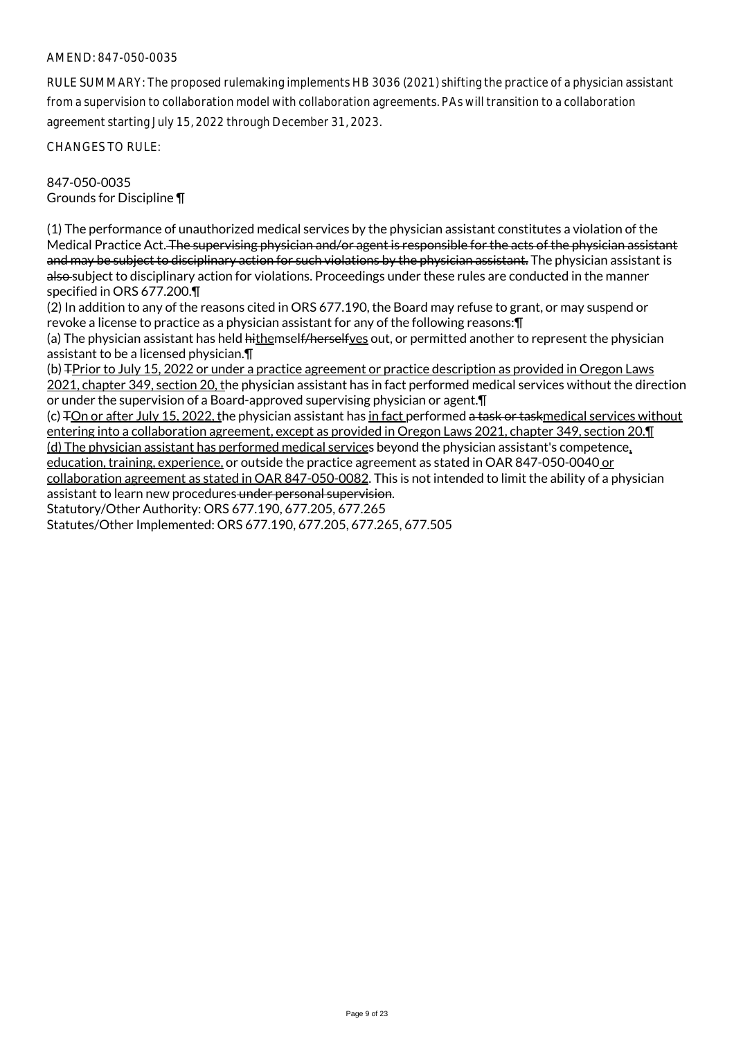AMEND: 847-050-0035

RULE SUMMARY: The proposed rulemaking implements HB 3036 (2021) shifting the practice of a physician assistant from a supervision to collaboration model with collaboration agreements. PAs will transition to a collaboration agreement starting July 15, 2022 through December 31, 2023.

CHANGES TO RULE:

847-050-0035
Grounds for Discipline ¶

(1) The performance of unauthorized medical services by the physician assistant constitutes a violation of the Medical Practice Act. ~~The supervising physician and/or agent is responsible for the acts of the physician assistant and may be subject to disciplinary action for such violations by the physician assistant.~~ The physician assistant is ~~also~~ subject to disciplinary action for violations. Proceedings under these rules are conducted in the manner specified in ORS 677.200.¶
(2) In addition to any of the reasons cited in ORS 677.190, the Board may refuse to grant, or may suspend or revoke a license to practice as a physician assistant for any of the following reasons:¶
(a) The physician assistant has held ~~hi~~themsel~~f/herself~~ves out, or permitted another to represent the physician assistant to be a licensed physician.¶
(b) ~~T~~Prior to July 15, 2022 or under a practice agreement or practice description as provided in Oregon Laws 2021, chapter 349, section 20, the physician assistant has in fact performed medical services without the direction or under the supervision of a Board-approved supervising physician or agent.¶
(c) ~~T~~On or after July 15, 2022, the physician assistant has in fact performed ~~a task or task~~medical services without entering into a collaboration agreement, except as provided in Oregon Laws 2021, chapter 349, section 20.¶
(d) The physician assistant has performed medical services beyond the physician assistant's competence, education, training, experience, or outside the practice agreement as stated in OAR 847-050-0040 or collaboration agreement as stated in OAR 847-050-0082. This is not intended to limit the ability of a physician assistant to learn new procedures ~~under personal supervision~~.
Statutory/Other Authority: ORS 677.190, 677.205, 677.265
Statutes/Other Implemented: ORS 677.190, 677.205, 677.265, 677.505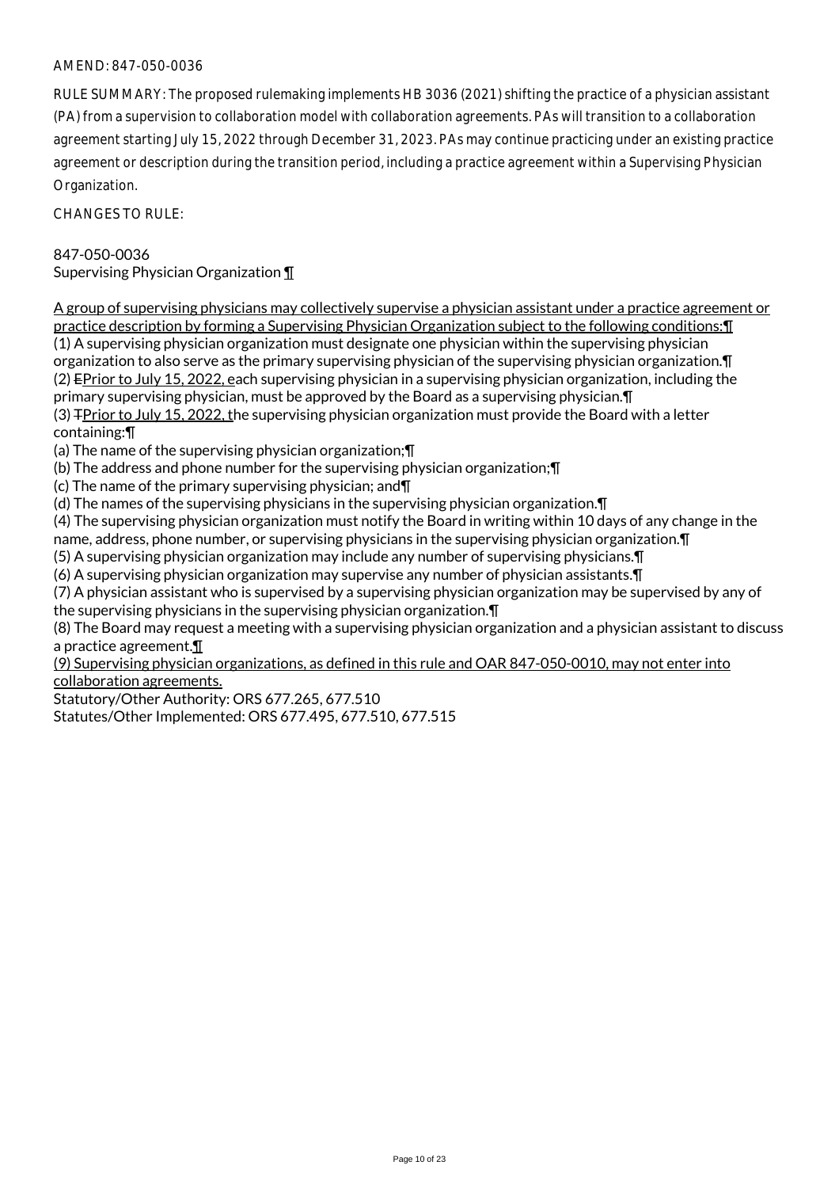AMEND: 847-050-0036

RULE SUMMARY: The proposed rulemaking implements HB 3036 (2021) shifting the practice of a physician assistant (PA) from a supervision to collaboration model with collaboration agreements. PAs will transition to a collaboration agreement starting July 15, 2022 through December 31, 2023. PAs may continue practicing under an existing practice agreement or description during the transition period, including a practice agreement within a Supervising Physician Organization.

CHANGES TO RULE:

847-050-0036
Supervising Physician Organization ¶

A group of supervising physicians may collectively supervise a physician assistant under a practice agreement or practice description by forming a Supervising Physician Organization subject to the following conditions:¶
(1) A supervising physician organization must designate one physician within the supervising physician organization to also serve as the primary supervising physician of the supervising physician organization.¶
(2) EPrior to July 15, 2022, each supervising physician in a supervising physician organization, including the primary supervising physician, must be approved by the Board as a supervising physician.¶
(3) TPrior to July 15, 2022, the supervising physician organization must provide the Board with a letter containing:¶
(a) The name of the supervising physician organization;¶
(b) The address and phone number for the supervising physician organization;¶
(c) The name of the primary supervising physician; and¶
(d) The names of the supervising physicians in the supervising physician organization.¶
(4) The supervising physician organization must notify the Board in writing within 10 days of any change in the name, address, phone number, or supervising physicians in the supervising physician organization.¶
(5) A supervising physician organization may include any number of supervising physicians.¶
(6) A supervising physician organization may supervise any number of physician assistants.¶
(7) A physician assistant who is supervised by a supervising physician organization may be supervised by any of the supervising physicians in the supervising physician organization.¶
(8) The Board may request a meeting with a supervising physician organization and a physician assistant to discuss a practice agreement.¶
(9) Supervising physician organizations, as defined in this rule and OAR 847-050-0010, may not enter into collaboration agreements.
Statutory/Other Authority: ORS 677.265, 677.510
Statutes/Other Implemented: ORS 677.495, 677.510, 677.515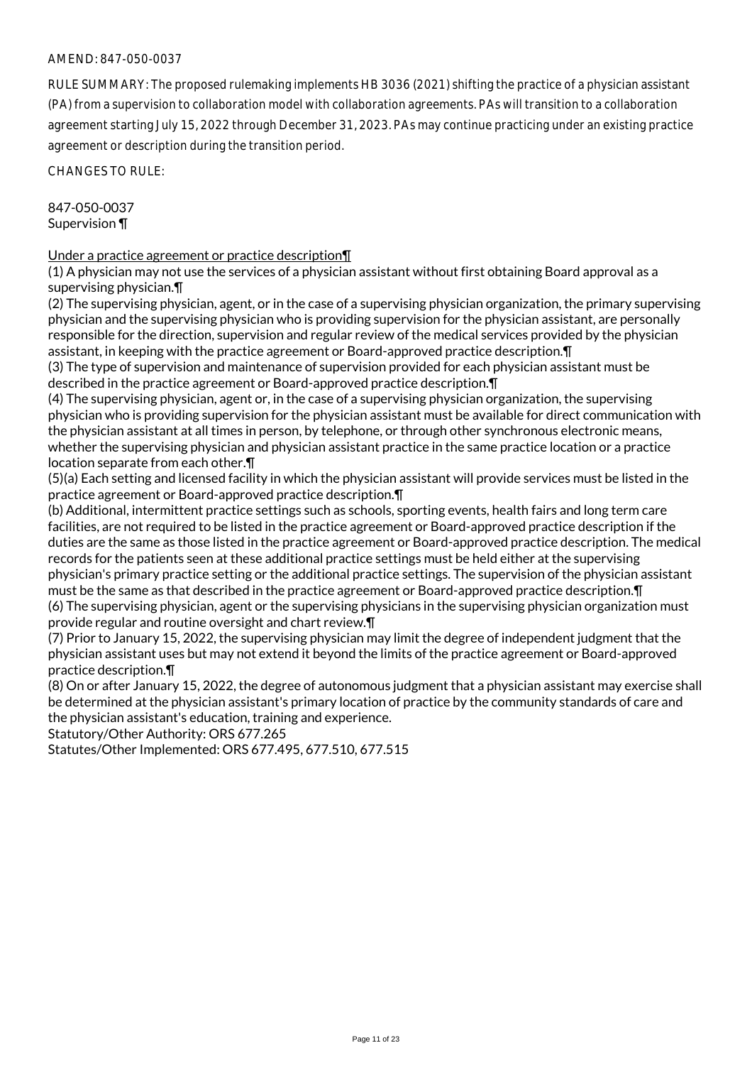AMEND: 847-050-0037

RULE SUMMARY: The proposed rulemaking implements HB 3036 (2021) shifting the practice of a physician assistant (PA) from a supervision to collaboration model with collaboration agreements. PAs will transition to a collaboration agreement starting July 15, 2022 through December 31, 2023. PAs may continue practicing under an existing practice agreement or description during the transition period.

CHANGES TO RULE:

847-050-0037
Supervision ¶

Under a practice agreement or practice description¶
(1) A physician may not use the services of a physician assistant without first obtaining Board approval as a supervising physician.¶
(2) The supervising physician, agent, or in the case of a supervising physician organization, the primary supervising physician and the supervising physician who is providing supervision for the physician assistant, are personally responsible for the direction, supervision and regular review of the medical services provided by the physician assistant, in keeping with the practice agreement or Board-approved practice description.¶
(3) The type of supervision and maintenance of supervision provided for each physician assistant must be described in the practice agreement or Board-approved practice description.¶
(4) The supervising physician, agent or, in the case of a supervising physician organization, the supervising physician who is providing supervision for the physician assistant must be available for direct communication with the physician assistant at all times in person, by telephone, or through other synchronous electronic means, whether the supervising physician and physician assistant practice in the same practice location or a practice location separate from each other.¶
(5)(a) Each setting and licensed facility in which the physician assistant will provide services must be listed in the practice agreement or Board-approved practice description.¶
(b) Additional, intermittent practice settings such as schools, sporting events, health fairs and long term care facilities, are not required to be listed in the practice agreement or Board-approved practice description if the duties are the same as those listed in the practice agreement or Board-approved practice description. The medical records for the patients seen at these additional practice settings must be held either at the supervising physician's primary practice setting or the additional practice settings. The supervision of the physician assistant must be the same as that described in the practice agreement or Board-approved practice description.¶
(6) The supervising physician, agent or the supervising physicians in the supervising physician organization must provide regular and routine oversight and chart review.¶
(7) Prior to January 15, 2022, the supervising physician may limit the degree of independent judgment that the physician assistant uses but may not extend it beyond the limits of the practice agreement or Board-approved practice description.¶
(8) On or after January 15, 2022, the degree of autonomous judgment that a physician assistant may exercise shall be determined at the physician assistant's primary location of practice by the community standards of care and the physician assistant's education, training and experience.

Statutory/Other Authority: ORS 677.265
Statutes/Other Implemented: ORS 677.495, 677.510, 677.515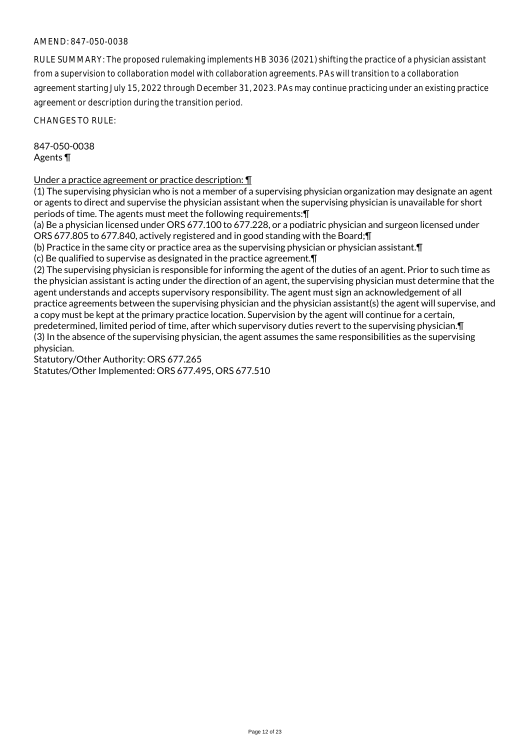AMEND: 847-050-0038

RULE SUMMARY: The proposed rulemaking implements HB 3036 (2021) shifting the practice of a physician assistant from a supervision to collaboration model with collaboration agreements. PAs will transition to a collaboration agreement starting July 15, 2022 through December 31, 2023. PAs may continue practicing under an existing practice agreement or description during the transition period.

CHANGES TO RULE:

847-050-0038
Agents ¶

<u>Under a practice agreement or practice description: ¶</u>
(1) The supervising physician who is not a member of a supervising physician organization may designate an agent or agents to direct and supervise the physician assistant when the supervising physician is unavailable for short periods of time. The agents must meet the following requirements:¶
(a) Be a physician licensed under ORS 677.100 to 677.228, or a podiatric physician and surgeon licensed under ORS 677.805 to 677.840, actively registered and in good standing with the Board;¶
(b) Practice in the same city or practice area as the supervising physician or physician assistant.¶
(c) Be qualified to supervise as designated in the practice agreement.¶
(2) The supervising physician is responsible for informing the agent of the duties of an agent. Prior to such time as the physician assistant is acting under the direction of an agent, the supervising physician must determine that the agent understands and accepts supervisory responsibility. The agent must sign an acknowledgement of all practice agreements between the supervising physician and the physician assistant(s) the agent will supervise, and a copy must be kept at the primary practice location. Supervision by the agent will continue for a certain, predetermined, limited period of time, after which supervisory duties revert to the supervising physician.¶
(3) In the absence of the supervising physician, the agent assumes the same responsibilities as the supervising physician.
Statutory/Other Authority: ORS 677.265
Statutes/Other Implemented: ORS 677.495, ORS 677.510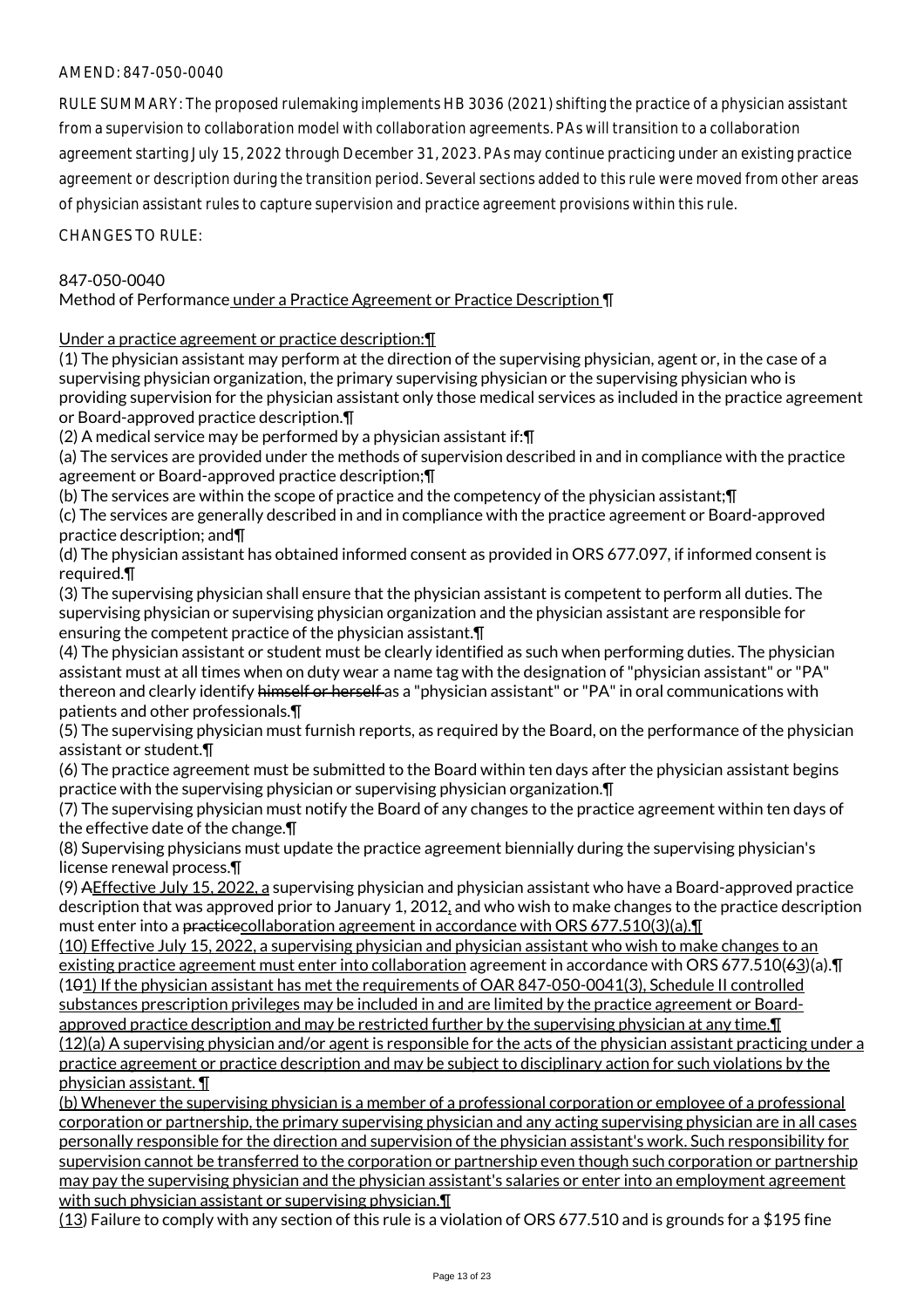AMEND: 847-050-0040

RULE SUMMARY: The proposed rulemaking implements HB 3036 (2021) shifting the practice of a physician assistant from a supervision to collaboration model with collaboration agreements. PAs will transition to a collaboration agreement starting July 15, 2022 through December 31, 2023. PAs may continue practicing under an existing practice agreement or description during the transition period. Several sections added to this rule were moved from other areas of physician assistant rules to capture supervision and practice agreement provisions within this rule.

CHANGES TO RULE:

847-050-0040
Method of Performance under a Practice Agreement or Practice Description ¶

Under a practice agreement or practice description:¶
(1) The physician assistant may perform at the direction of the supervising physician, agent or, in the case of a supervising physician organization, the primary supervising physician or the supervising physician who is providing supervision for the physician assistant only those medical services as included in the practice agreement or Board-approved practice description.¶
(2) A medical service may be performed by a physician assistant if:¶
(a) The services are provided under the methods of supervision described in and in compliance with the practice agreement or Board-approved practice description;¶
(b) The services are within the scope of practice and the competency of the physician assistant;¶
(c) The services are generally described in and in compliance with the practice agreement or Board-approved practice description; and¶
(d) The physician assistant has obtained informed consent as provided in ORS 677.097, if informed consent is required.¶
(3) The supervising physician shall ensure that the physician assistant is competent to perform all duties. The supervising physician or supervising physician organization and the physician assistant are responsible for ensuring the competent practice of the physician assistant.¶
(4) The physician assistant or student must be clearly identified as such when performing duties. The physician assistant must at all times when on duty wear a name tag with the designation of "physician assistant" or "PA" thereon and clearly identify ~~himself or herself~~ as a "physician assistant" or "PA" in oral communications with patients and other professionals.¶
(5) The supervising physician must furnish reports, as required by the Board, on the performance of the physician assistant or student.¶
(6) The practice agreement must be submitted to the Board within ten days after the physician assistant begins practice with the supervising physician or supervising physician organization.¶
(7) The supervising physician must notify the Board of any changes to the practice agreement within ten days of the effective date of the change.¶
(8) Supervising physicians must update the practice agreement biennially during the supervising physician's license renewal process.¶
(9) ~~A~~Effective July 15, 2022, a supervising physician and physician assistant who have a Board-approved practice description that was approved prior to January 1, 2012, and who wish to make changes to the practice description must enter into a ~~practice~~collaboration agreement in accordance with ORS 677.510(3)(a).¶
(10) Effective July 15, 2022, a supervising physician and physician assistant who wish to make changes to an existing practice agreement must enter into collaboration agreement in accordance with ORS 677.510(~~6~~3)(a).¶
(1~~0~~1) If the physician assistant has met the requirements of OAR 847-050-0041(3), Schedule II controlled substances prescription privileges may be included in and are limited by the practice agreement or Board-approved practice description and may be restricted further by the supervising physician at any time.¶
(12)(a) A supervising physician and/or agent is responsible for the acts of the physician assistant practicing under a practice agreement or practice description and may be subject to disciplinary action for such violations by the physician assistant. ¶
(b) Whenever the supervising physician is a member of a professional corporation or employee of a professional corporation or partnership, the primary supervising physician and any acting supervising physician are in all cases personally responsible for the direction and supervision of the physician assistant's work. Such responsibility for supervision cannot be transferred to the corporation or partnership even though such corporation or partnership may pay the supervising physician and the physician assistant's salaries or enter into an employment agreement with such physician assistant or supervising physician.¶
(13) Failure to comply with any section of this rule is a violation of ORS 677.510 and is grounds for a $195 fine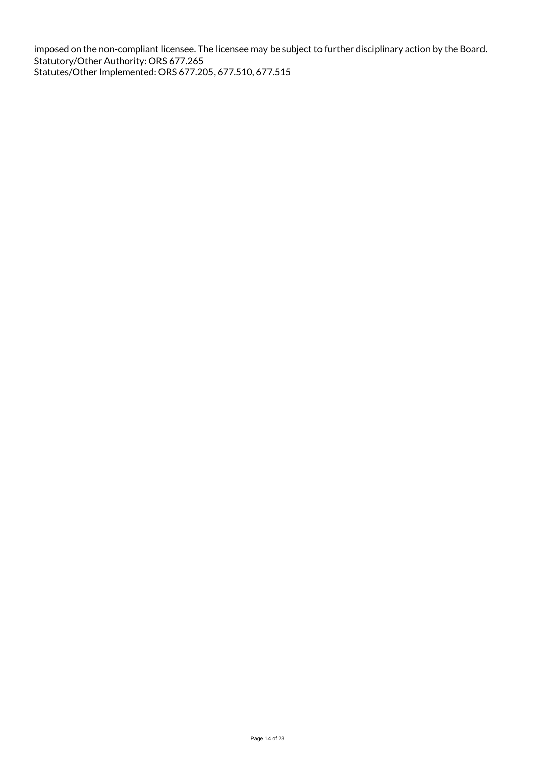imposed on the non-compliant licensee. The licensee may be subject to further disciplinary action by the Board.
Statutory/Other Authority: ORS 677.265
Statutes/Other Implemented: ORS 677.205, 677.510, 677.515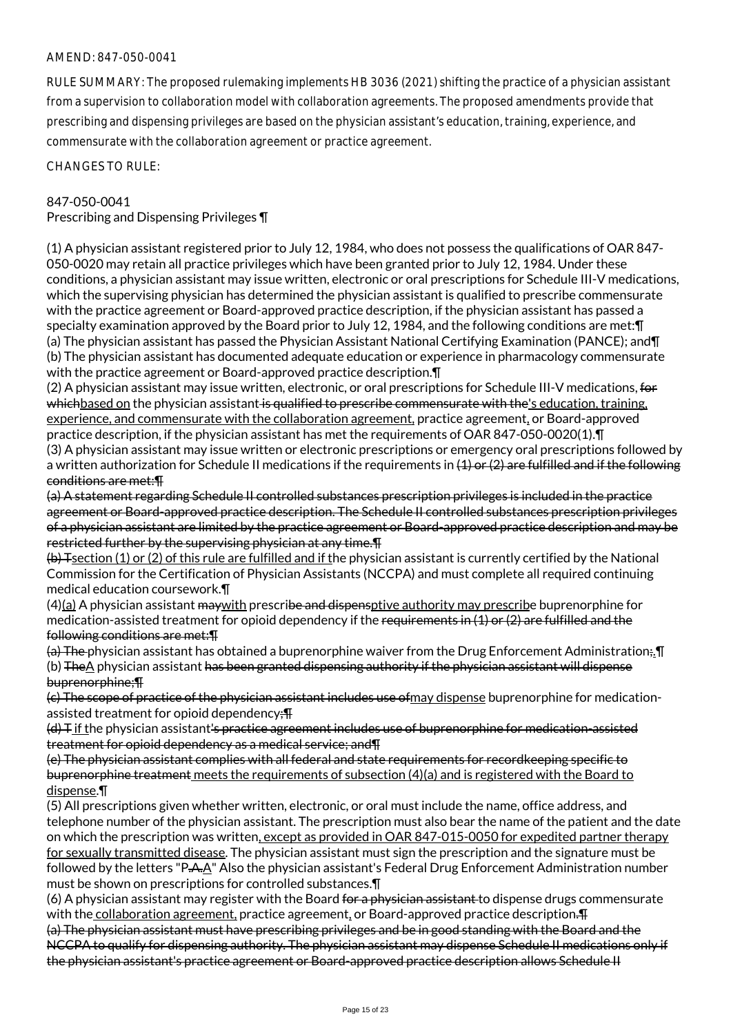AMEND: 847-050-0041

RULE SUMMARY: The proposed rulemaking implements HB 3036 (2021) shifting the practice of a physician assistant from a supervision to collaboration model with collaboration agreements. The proposed amendments provide that prescribing and dispensing privileges are based on the physician assistant's education, training, experience, and commensurate with the collaboration agreement or practice agreement.

CHANGES TO RULE:

847-050-0041
Prescribing and Dispensing Privileges ¶

(1) A physician assistant registered prior to July 12, 1984, who does not possess the qualifications of OAR 847-050-0020 may retain all practice privileges which have been granted prior to July 12, 1984. Under these conditions, a physician assistant may issue written, electronic or oral prescriptions for Schedule III-V medications, which the supervising physician has determined the physician assistant is qualified to prescribe commensurate with the practice agreement or Board-approved practice description, if the physician assistant has passed a specialty examination approved by the Board prior to July 12, 1984, and the following conditions are met:¶
(a) The physician assistant has passed the Physician Assistant National Certifying Examination (PANCE); and¶
(b) The physician assistant has documented adequate education or experience in pharmacology commensurate with the practice agreement or Board-approved practice description.¶
(2) A physician assistant may issue written, electronic, or oral prescriptions for Schedule III-V medications, ~~for which~~<u>based on</u> the physician assistant~~ is qualified to prescribe commensurate with the~~<u>'s education, training, experience, and commensurate with the collaboration agreement,</u> practice agreement<u>,</u> or Board-approved practice description, if the physician assistant has met the requirements of OAR 847-050-0020(1).¶
(3) A physician assistant may issue written or electronic prescriptions or emergency oral prescriptions followed by a written authorization for Schedule II medications if the requirements in ~~(1) or (2) are fulfilled and if the following conditions are met:¶~~
~~(a) A statement regarding Schedule II controlled substances prescription privileges is included in the practice agreement or Board-approved practice description. The Schedule II controlled substances prescription privileges of a physician assistant are limited by the practice agreement or Board-approved practice description and may be restricted further by the supervising physician at any time.¶~~
~~(b) T~~<u>section (1) or (2) of this rule are fulfilled and if t</u>he physician assistant is currently certified by the National Commission for the Certification of Physician Assistants (NCCPA) and must complete all required continuing medical education coursework.¶
(4)<u>(a)</u> A physician assistant ~~may~~<u>with</u> prescri~~be and dispens~~<u>ptive authority may prescrib</u>e buprenorphine for medication-assisted treatment for opioid dependency if the ~~requirements in (1) or (2) are fulfilled and the following conditions are met:¶~~
~~(a) The~~ physician assistant has obtained a buprenorphine waiver from the Drug Enforcement Administration~~;~~<u>.</u>¶
(b) ~~The~~<u>A</u> physician assistant ~~has been granted dispensing authority if the physician assistant will dispense buprenorphine;¶~~
~~(c) The scope of practice of the physician assistant includes use of~~<u>may dispense</u> buprenorphine for medication-assisted treatment for opioid dependency~~;¶~~
~~(d) T~~<u> if t</u>he physician assistant~~'s practice agreement includes use of buprenorphine for medication-assisted treatment for opioid dependency as a medical service; and¶~~
~~(e) The physician assistant complies with all federal and state requirements for recordkeeping specific to buprenorphine treatment~~<u> meets the requirements of subsection (4)(a) and is registered with the Board to dispense</u>.¶
(5) All prescriptions given whether written, electronic, or oral must include the name, office address, and telephone number of the physician assistant. The prescription must also bear the name of the patient and the date on which the prescription was written<u>, except as provided in OAR 847-015-0050 for expedited partner therapy for sexually transmitted disease</u>. The physician assistant must sign the prescription and the signature must be followed by the letters "P~~.A.~~<u>A</u>" Also the physician assistant's Federal Drug Enforcement Administration number must be shown on prescriptions for controlled substances.¶
(6) A physician assistant may register with the Board ~~for a physician assistant~~ to dispense drugs commensurate with the<u> collaboration agreement,</u> practice agreement<u>,</u> or Board-approved practice description~~.¶~~
~~(a) The physician assistant must have prescribing privileges and be in good standing with the Board and the NCCPA to qualify for dispensing authority. The physician assistant may dispense Schedule II medications only if the physician assistant's practice agreement or Board-approved practice description allows Schedule II~~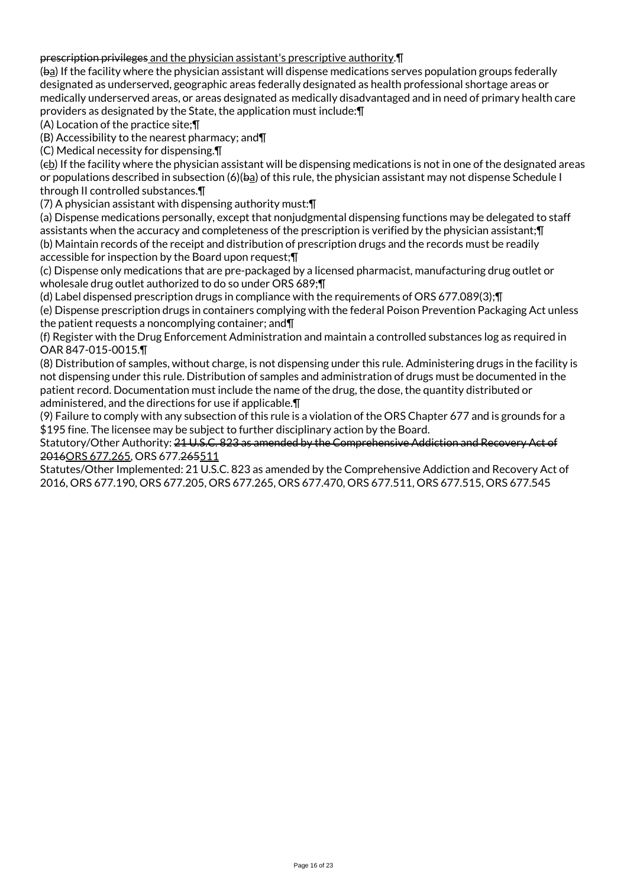~~prescription privileges~~<u> and the physician assistant's prescriptive authority</u>.¶

(~~b~~<u>a</u>) If the facility where the physician assistant will dispense medications serves population groups federally designated as underserved, geographic areas federally designated as health professional shortage areas or medically underserved areas, or areas designated as medically disadvantaged and in need of primary health care providers as designated by the State, the application must include:¶

(A) Location of the practice site;¶

(B) Accessibility to the nearest pharmacy; and¶

(C) Medical necessity for dispensing.¶

(~~c~~<u>b</u>) If the facility where the physician assistant will be dispensing medications is not in one of the designated areas or populations described in subsection (6)(~~b~~<u>a</u>) of this rule, the physician assistant may not dispense Schedule I through II controlled substances.¶

(7) A physician assistant with dispensing authority must:¶

(a) Dispense medications personally, except that nonjudgmental dispensing functions may be delegated to staff assistants when the accuracy and completeness of the prescription is verified by the physician assistant;¶

(b) Maintain records of the receipt and distribution of prescription drugs and the records must be readily accessible for inspection by the Board upon request;¶

(c) Dispense only medications that are pre-packaged by a licensed pharmacist, manufacturing drug outlet or wholesale drug outlet authorized to do so under ORS 689;¶

(d) Label dispensed prescription drugs in compliance with the requirements of ORS 677.089(3);¶

(e) Dispense prescription drugs in containers complying with the federal Poison Prevention Packaging Act unless the patient requests a noncomplying container; and¶

(f) Register with the Drug Enforcement Administration and maintain a controlled substances log as required in OAR 847-015-0015.¶

(8) Distribution of samples, without charge, is not dispensing under this rule. Administering drugs in the facility is not dispensing under this rule. Distribution of samples and administration of drugs must be documented in the patient record. Documentation must include the name of the drug, the dose, the quantity distributed or administered, and the directions for use if applicable.¶

(9) Failure to comply with any subsection of this rule is a violation of the ORS Chapter 677 and is grounds for a $195 fine. The licensee may be subject to further disciplinary action by the Board.

Statutory/Other Authority: ~~21 U.S.C. 823 as amended by the Comprehensive Addiction and Recovery Act of 2016~~<u>ORS 677.265</u>, ORS 677.~~265~~<u>511</u>

Statutes/Other Implemented: 21 U.S.C. 823 as amended by the Comprehensive Addiction and Recovery Act of 2016, ORS 677.190, ORS 677.205, ORS 677.265, ORS 677.470, ORS 677.511, ORS 677.515, ORS 677.545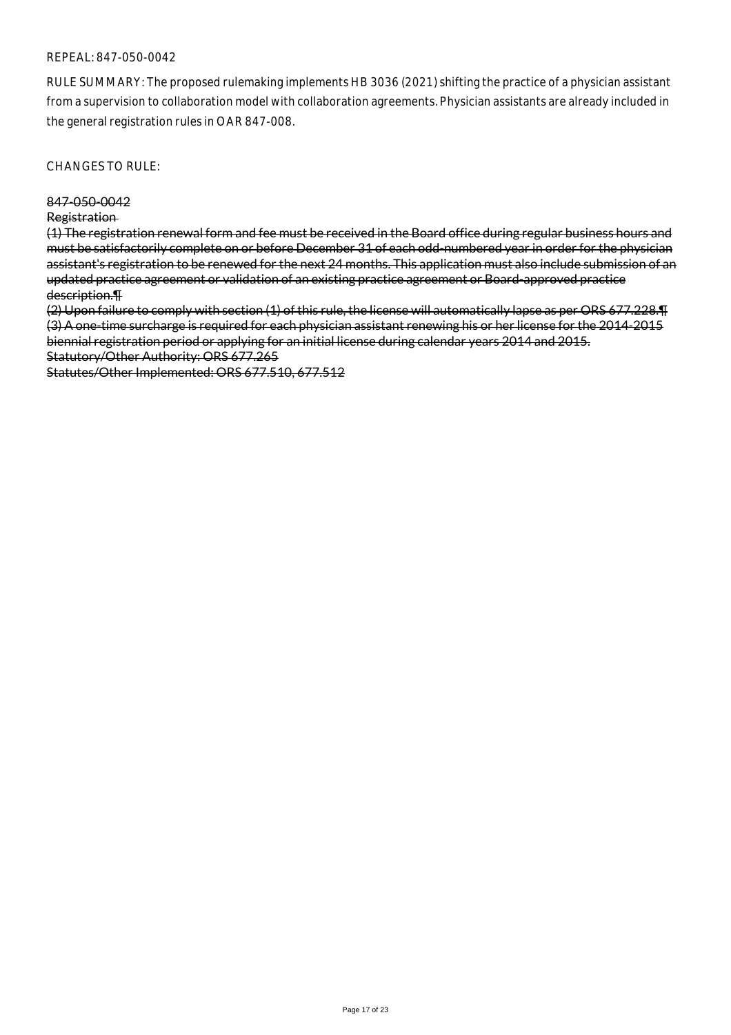REPEAL: 847-050-0042

RULE SUMMARY: The proposed rulemaking implements HB 3036 (2021) shifting the practice of a physician assistant from a supervision to collaboration model with collaboration agreements. Physician assistants are already included in the general registration rules in OAR 847-008.

CHANGES TO RULE:

~~847-050-0042~~

~~Registration~~

~~(1) The registration renewal form and fee must be received in the Board office during regular business hours and must be satisfactorily complete on or before December 31 of each odd-numbered year in order for the physician assistant's registration to be renewed for the next 24 months. This application must also include submission of an updated practice agreement or validation of an existing practice agreement or Board-approved practice description.¶~~

~~(2) Upon failure to comply with section (1) of this rule, the license will automatically lapse as per ORS 677.228.¶~~

~~(3) A one-time surcharge is required for each physician assistant renewing his or her license for the 2014-2015 biennial registration period or applying for an initial license during calendar years 2014 and 2015.~~

~~Statutory/Other Authority: ORS 677.265~~

~~Statutes/Other Implemented: ORS 677.510, 677.512~~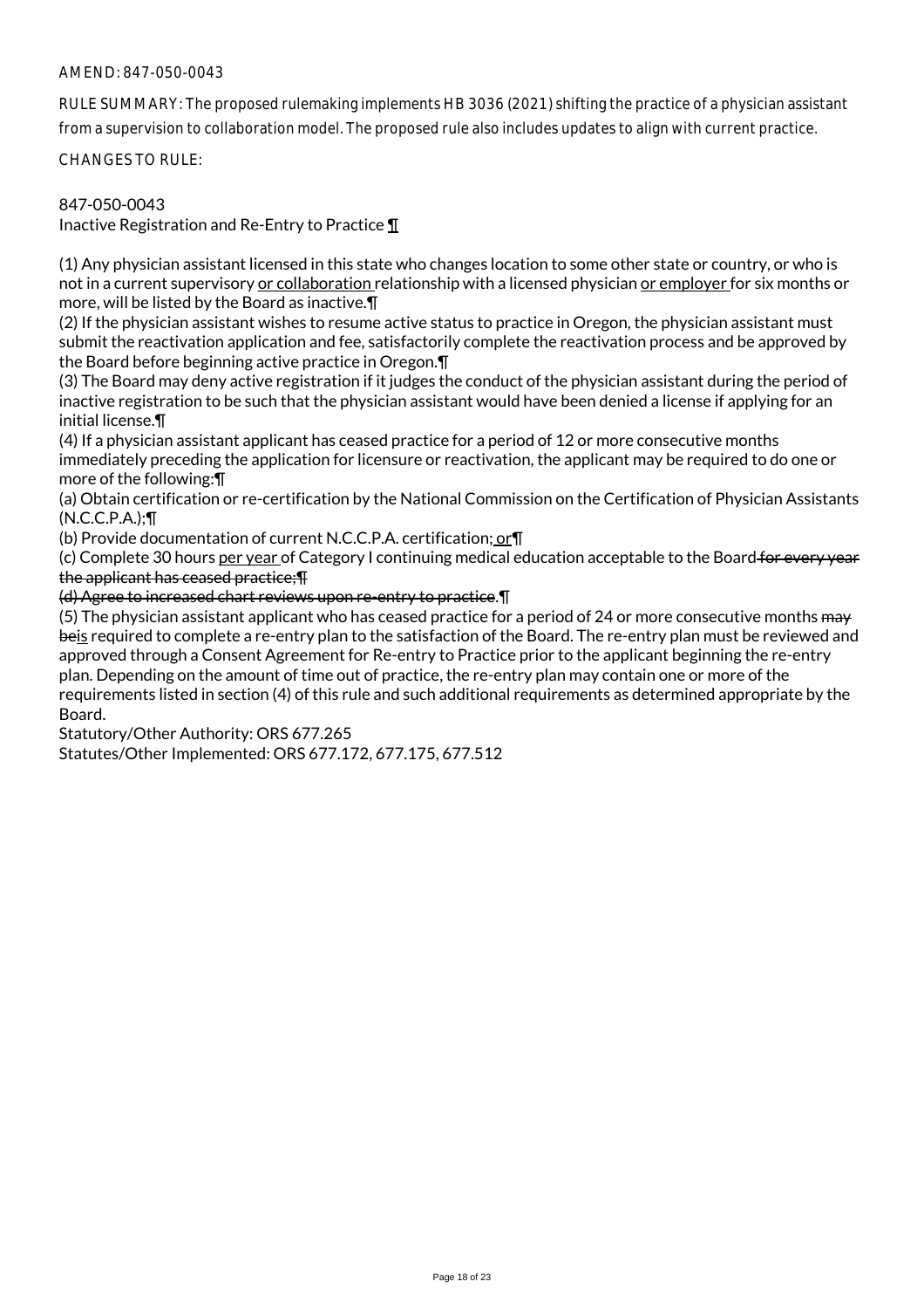AMEND: 847-050-0043

RULE SUMMARY: The proposed rulemaking implements HB 3036 (2021) shifting the practice of a physician assistant from a supervision to collaboration model. The proposed rule also includes updates to align with current practice.

CHANGES TO RULE:

847-050-0043
Inactive Registration and Re-Entry to Practice ¶

(1) Any physician assistant licensed in this state who changes location to some other state or country, or who is not in a current supervisory <u>or collaboration</u> relationship with a licensed physician <u>or employer</u> for six months or more, will be listed by the Board as inactive.¶
(2) If the physician assistant wishes to resume active status to practice in Oregon, the physician assistant must submit the reactivation application and fee, satisfactorily complete the reactivation process and be approved by the Board before beginning active practice in Oregon.¶
(3) The Board may deny active registration if it judges the conduct of the physician assistant during the period of inactive registration to be such that the physician assistant would have been denied a license if applying for an initial license.¶
(4) If a physician assistant applicant has ceased practice for a period of 12 or more consecutive months immediately preceding the application for licensure or reactivation, the applicant may be required to do one or more of the following:¶
(a) Obtain certification or re-certification by the National Commission on the Certification of Physician Assistants (N.C.C.P.A.);¶
(b) Provide documentation of current N.C.C.P.A. certification<u>; or</u>¶
(c) Complete 30 hours <u>per year</u> of Category I continuing medical education acceptable to the Board~~ for every year the applicant has ceased practice;¶~~
~~(d) Agree to increased chart reviews upon re-entry to practice~~.¶
(5) The physician assistant applicant who has ceased practice for a period of 24 or more consecutive months ~~may be~~<u>is</u> required to complete a re-entry plan to the satisfaction of the Board. The re-entry plan must be reviewed and approved through a Consent Agreement for Re-entry to Practice prior to the applicant beginning the re-entry plan. Depending on the amount of time out of practice, the re-entry plan may contain one or more of the requirements listed in section (4) of this rule and such additional requirements as determined appropriate by the Board.
Statutory/Other Authority: ORS 677.265
Statutes/Other Implemented: ORS 677.172, 677.175, 677.512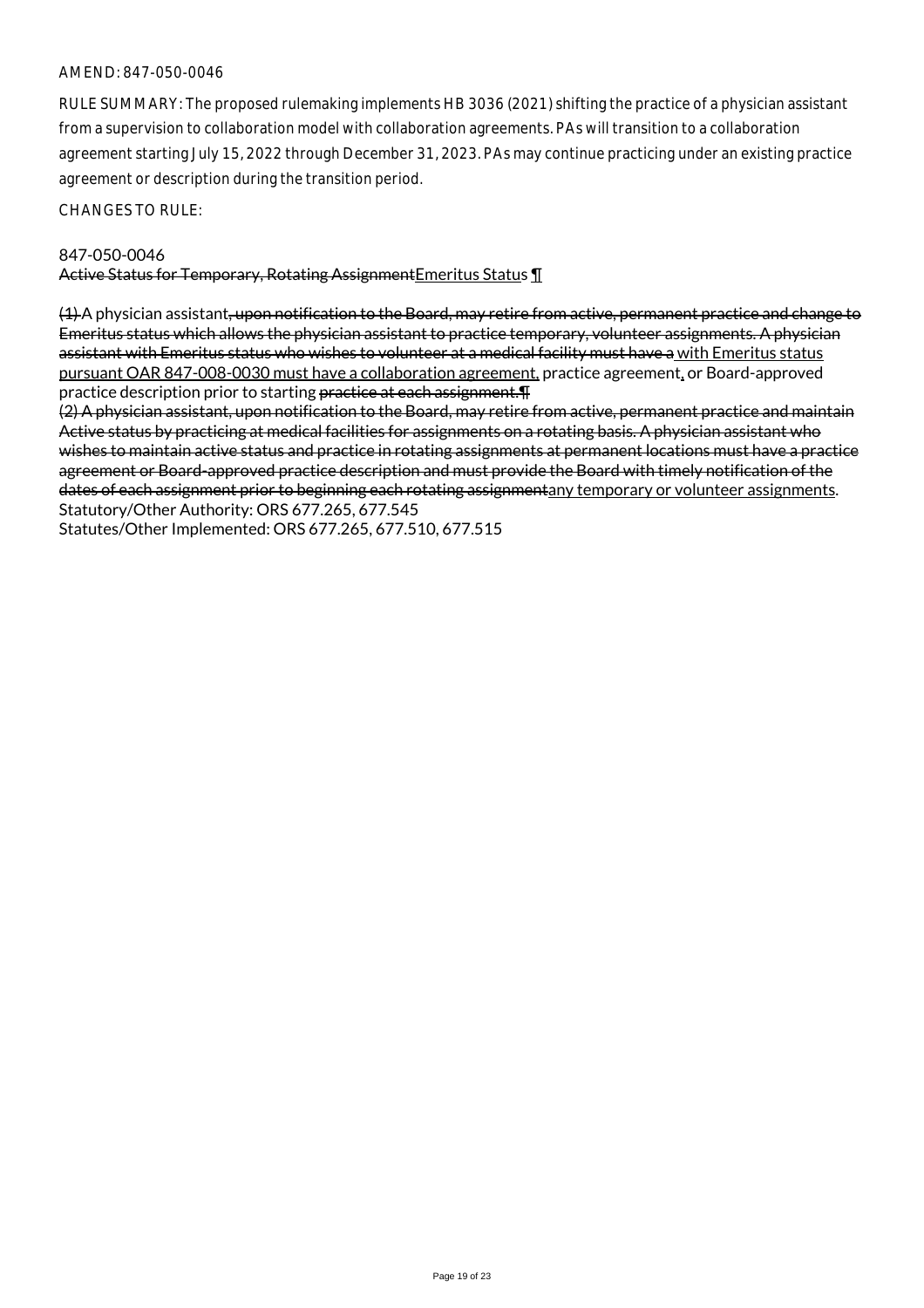AMEND: 847-050-0046

RULE SUMMARY: The proposed rulemaking implements HB 3036 (2021) shifting the practice of a physician assistant from a supervision to collaboration model with collaboration agreements. PAs will transition to a collaboration agreement starting July 15, 2022 through December 31, 2023. PAs may continue practicing under an existing practice agreement or description during the transition period.

CHANGES TO RULE:

847-050-0046
~~Active Status for Temporary, Rotating Assignment~~Emeritus Status ¶

~~(1)~~ A physician assistant~~, upon notification to the Board, may retire from active, permanent practice and change to Emeritus status which allows the physician assistant to practice temporary, volunteer assignments. A physician assistant with Emeritus status who wishes to volunteer at a medical facility must have a~~ with Emeritus status pursuant OAR 847-008-0030 must have a collaboration agreement, practice agreement, or Board-approved practice description prior to starting ~~practice at each assignment.¶~~
~~(2) A physician assistant, upon notification to the Board, may retire from active, permanent practice and maintain Active status by practicing at medical facilities for assignments on a rotating basis. A physician assistant who wishes to maintain active status and practice in rotating assignments at permanent locations must have a practice agreement or Board-approved practice description and must provide the Board with timely notification of the dates of each assignment prior to beginning each rotating assignment~~any temporary or volunteer assignments.
Statutory/Other Authority: ORS 677.265, 677.545
Statutes/Other Implemented: ORS 677.265, 677.510, 677.515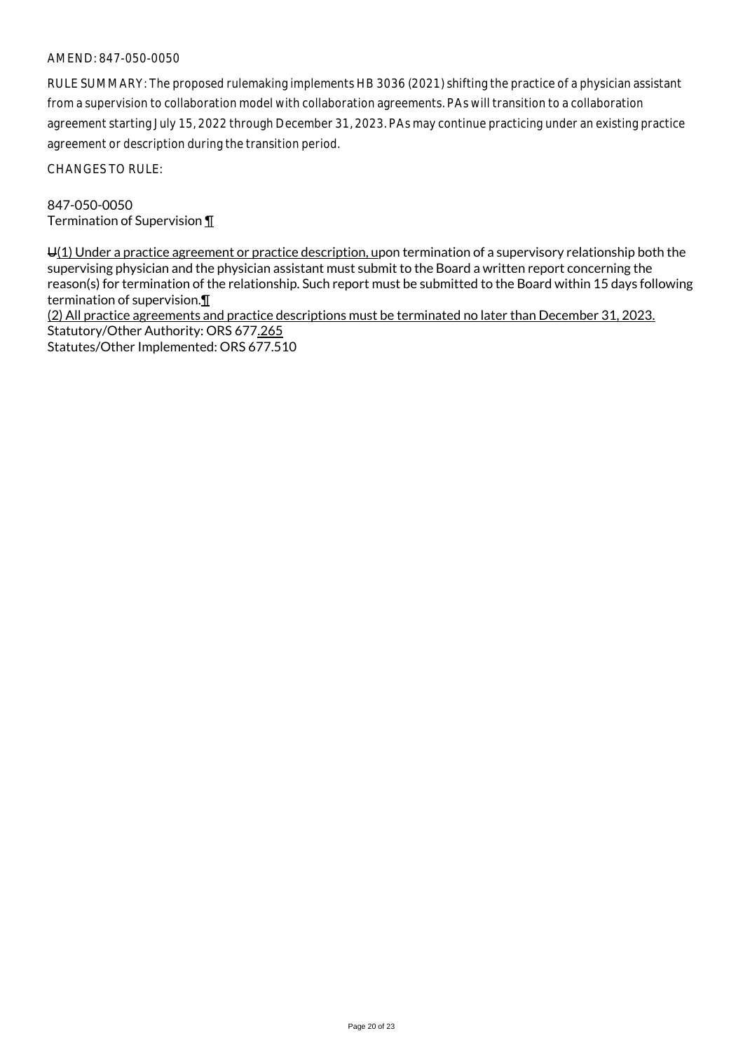AMEND: 847-050-0050

RULE SUMMARY: The proposed rulemaking implements HB 3036 (2021) shifting the practice of a physician assistant from a supervision to collaboration model with collaboration agreements. PAs will transition to a collaboration agreement starting July 15, 2022 through December 31, 2023. PAs may continue practicing under an existing practice agreement or description during the transition period.

CHANGES TO RULE:

847-050-0050
Termination of Supervision ¶

~~U~~(1) Under a practice agreement or practice description, upon termination of a supervisory relationship both the supervising physician and the physician assistant must submit to the Board a written report concerning the reason(s) for termination of the relationship. Such report must be submitted to the Board within 15 days following termination of supervision.¶
(2) All practice agreements and practice descriptions must be terminated no later than December 31, 2023.
Statutory/Other Authority: ORS 677.265
Statutes/Other Implemented: ORS 677.510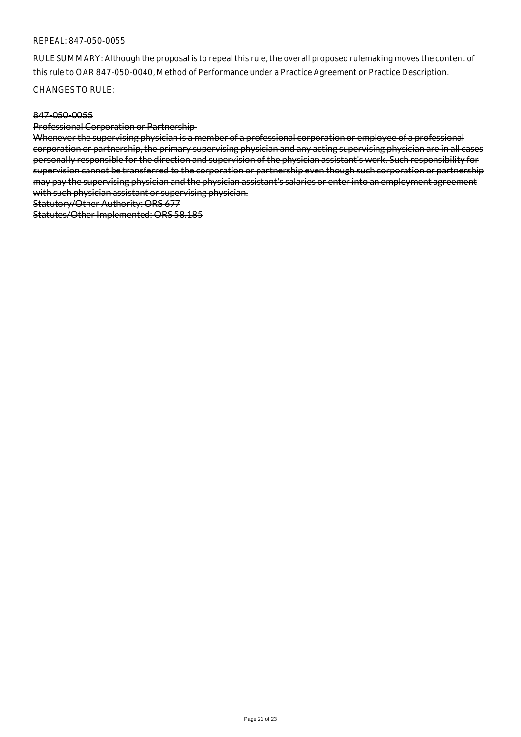REPEAL: 847-050-0055

RULE SUMMARY: Although the proposal is to repeal this rule, the overall proposed rulemaking moves the content of this rule to OAR 847-050-0040, Method of Performance under a Practice Agreement or Practice Description.

CHANGES TO RULE:

~~847-050-0055~~

~~Professional Corporation or Partnership~~

~~Whenever the supervising physician is a member of a professional corporation or employee of a professional corporation or partnership, the primary supervising physician and any acting supervising physician are in all cases personally responsible for the direction and supervision of the physician assistant's work. Such responsibility for supervision cannot be transferred to the corporation or partnership even though such corporation or partnership may pay the supervising physician and the physician assistant's salaries or enter into an employment agreement with such physician assistant or supervising physician.~~

~~Statutory/Other Authority: ORS 677~~

~~Statutes/Other Implemented: ORS 58.185~~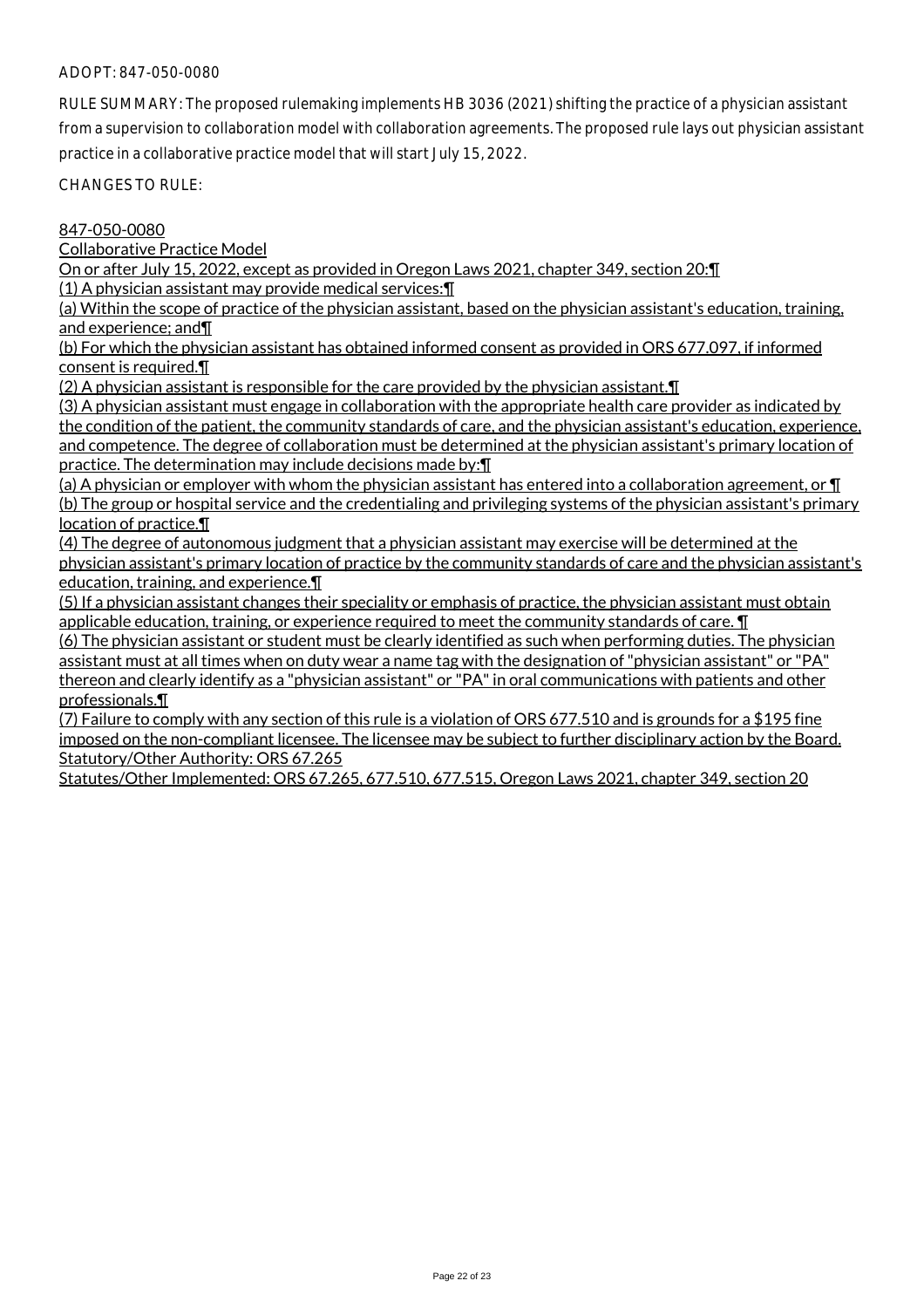ADOPT: 847-050-0080

RULE SUMMARY: The proposed rulemaking implements HB 3036 (2021) shifting the practice of a physician assistant from a supervision to collaboration model with collaboration agreements. The proposed rule lays out physician assistant practice in a collaborative practice model that will start July 15, 2022.

CHANGES TO RULE:

847-050-0080

Collaborative Practice Model

On or after July 15, 2022, except as provided in Oregon Laws 2021, chapter 349, section 20:¶

(1) A physician assistant may provide medical services:¶

(a) Within the scope of practice of the physician assistant, based on the physician assistant's education, training, and experience; and¶

(b) For which the physician assistant has obtained informed consent as provided in ORS 677.097, if informed consent is required.¶

(2) A physician assistant is responsible for the care provided by the physician assistant.¶

(3) A physician assistant must engage in collaboration with the appropriate health care provider as indicated by the condition of the patient, the community standards of care, and the physician assistant's education, experience, and competence. The degree of collaboration must be determined at the physician assistant's primary location of practice. The determination may include decisions made by:¶

(a) A physician or employer with whom the physician assistant has entered into a collaboration agreement, or ¶

(b) The group or hospital service and the credentialing and privileging systems of the physician assistant's primary location of practice.¶

(4) The degree of autonomous judgment that a physician assistant may exercise will be determined at the physician assistant's primary location of practice by the community standards of care and the physician assistant's education, training, and experience.¶

(5) If a physician assistant changes their speciality or emphasis of practice, the physician assistant must obtain applicable education, training, or experience required to meet the community standards of care. ¶

(6) The physician assistant or student must be clearly identified as such when performing duties. The physician assistant must at all times when on duty wear a name tag with the designation of "physician assistant" or "PA" thereon and clearly identify as a "physician assistant" or "PA" in oral communications with patients and other professionals.¶

(7) Failure to comply with any section of this rule is a violation of ORS 677.510 and is grounds for a $195 fine imposed on the non-compliant licensee. The licensee may be subject to further disciplinary action by the Board.

Statutory/Other Authority: ORS 67.265

Statutes/Other Implemented: ORS 67.265, 677.510, 677.515, Oregon Laws 2021, chapter 349, section 20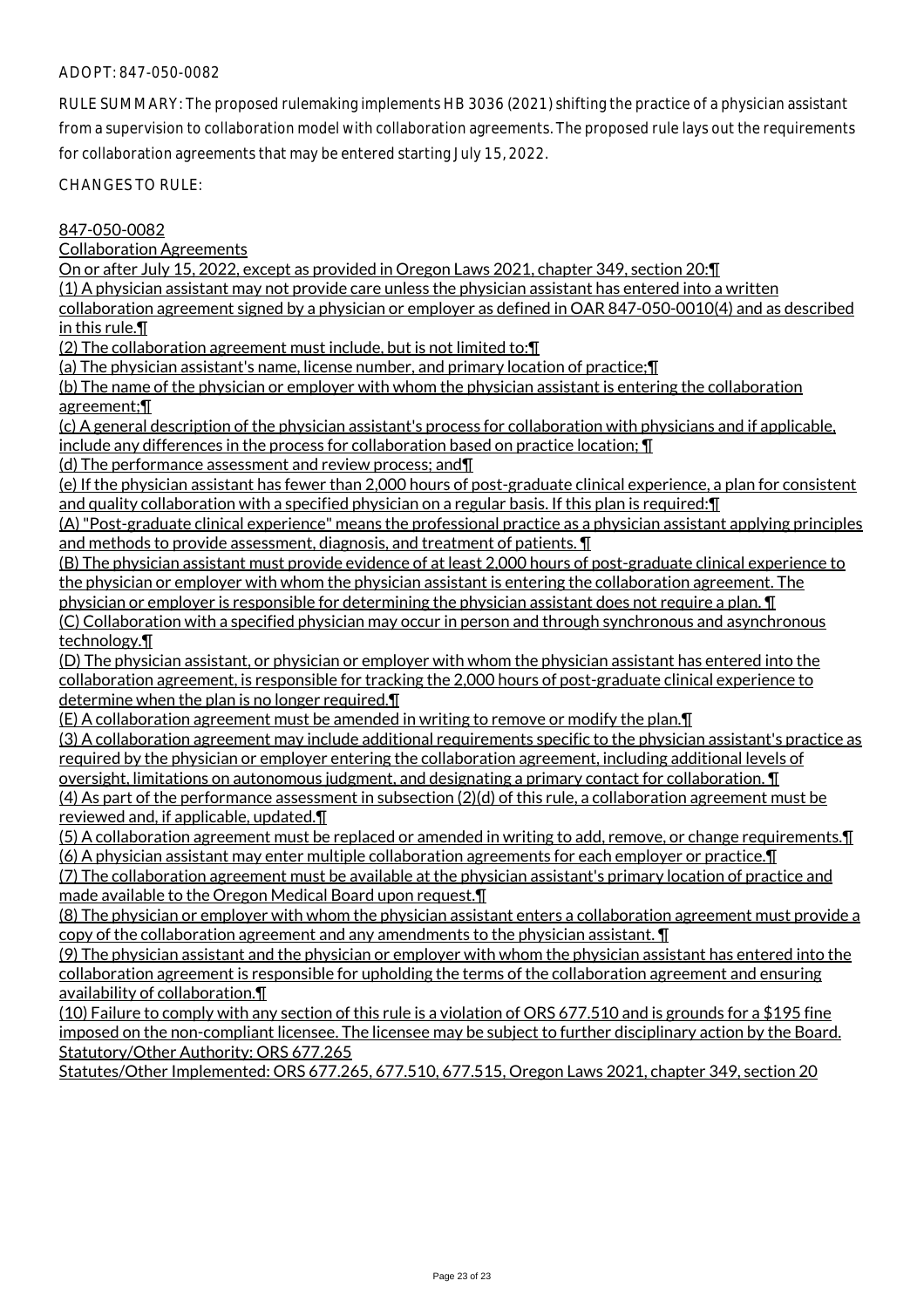ADOPT: 847-050-0082

RULE SUMMARY: The proposed rulemaking implements HB 3036 (2021) shifting the practice of a physician assistant from a supervision to collaboration model with collaboration agreements. The proposed rule lays out the requirements for collaboration agreements that may be entered starting July 15, 2022.

CHANGES TO RULE:

847-050-0082
Collaboration Agreements
On or after July 15, 2022, except as provided in Oregon Laws 2021, chapter 349, section 20:¶
(1) A physician assistant may not provide care unless the physician assistant has entered into a written collaboration agreement signed by a physician or employer as defined in OAR 847-050-0010(4) and as described in this rule.¶
(2) The collaboration agreement must include, but is not limited to:¶
(a) The physician assistant's name, license number, and primary location of practice;¶
(b) The name of the physician or employer with whom the physician assistant is entering the collaboration agreement;¶
(c) A general description of the physician assistant's process for collaboration with physicians and if applicable, include any differences in the process for collaboration based on practice location; ¶
(d) The performance assessment and review process; and¶
(e) If the physician assistant has fewer than 2,000 hours of post-graduate clinical experience, a plan for consistent and quality collaboration with a specified physician on a regular basis. If this plan is required:¶
(A) "Post-graduate clinical experience" means the professional practice as a physician assistant applying principles and methods to provide assessment, diagnosis, and treatment of patients. ¶
(B) The physician assistant must provide evidence of at least 2,000 hours of post-graduate clinical experience to the physician or employer with whom the physician assistant is entering the collaboration agreement. The physician or employer is responsible for determining the physician assistant does not require a plan. ¶
(C) Collaboration with a specified physician may occur in person and through synchronous and asynchronous technology.¶
(D) The physician assistant, or physician or employer with whom the physician assistant has entered into the collaboration agreement, is responsible for tracking the 2,000 hours of post-graduate clinical experience to determine when the plan is no longer required.¶
(E) A collaboration agreement must be amended in writing to remove or modify the plan.¶
(3) A collaboration agreement may include additional requirements specific to the physician assistant's practice as required by the physician or employer entering the collaboration agreement, including additional levels of oversight, limitations on autonomous judgment, and designating a primary contact for collaboration. ¶
(4) As part of the performance assessment in subsection (2)(d) of this rule, a collaboration agreement must be reviewed and, if applicable, updated.¶
(5) A collaboration agreement must be replaced or amended in writing to add, remove, or change requirements.¶
(6) A physician assistant may enter multiple collaboration agreements for each employer or practice.¶
(7) The collaboration agreement must be available at the physician assistant's primary location of practice and made available to the Oregon Medical Board upon request.¶
(8) The physician or employer with whom the physician assistant enters a collaboration agreement must provide a copy of the collaboration agreement and any amendments to the physician assistant. ¶
(9) The physician assistant and the physician or employer with whom the physician assistant has entered into the collaboration agreement is responsible for upholding the terms of the collaboration agreement and ensuring availability of collaboration.¶
(10) Failure to comply with any section of this rule is a violation of ORS 677.510 and is grounds for a $195 fine imposed on the non-compliant licensee. The licensee may be subject to further disciplinary action by the Board.
Statutory/Other Authority: ORS 677.265
Statutes/Other Implemented: ORS 677.265, 677.510, 677.515, Oregon Laws 2021, chapter 349, section 20